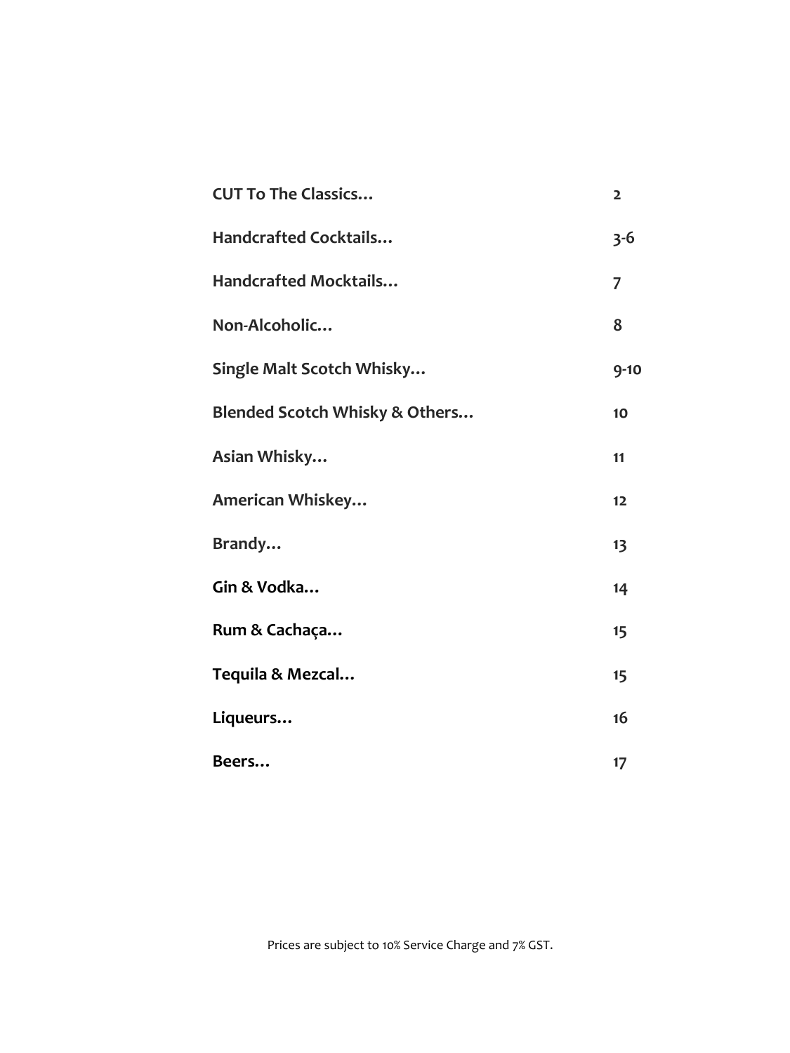| | |
|---|---|
| **CUT To The Classics…** | **2** |
| **Handcrafted Cocktails…** | **3-6** |
| **Handcrafted Mocktails…** | **7** |
| **Non-Alcoholic…** | **8** |
| **Single Malt Scotch Whisky…** | **9-10** |
| **Blended Scotch Whisky & Others…** | **10** |
| **Asian Whisky…** | **11** |
| **American Whiskey…** | **12** |
| **Brandy…** | **13** |
| **Gin & Vodka…** | **14** |
| **Rum & Cachaça…** | **15** |
| **Tequila & Mezcal…** | **15** |
| **Liqueurs…** | **16** |
| **Beers…** | **17** |

Prices are subject to 10% Service Charge and 7% GST.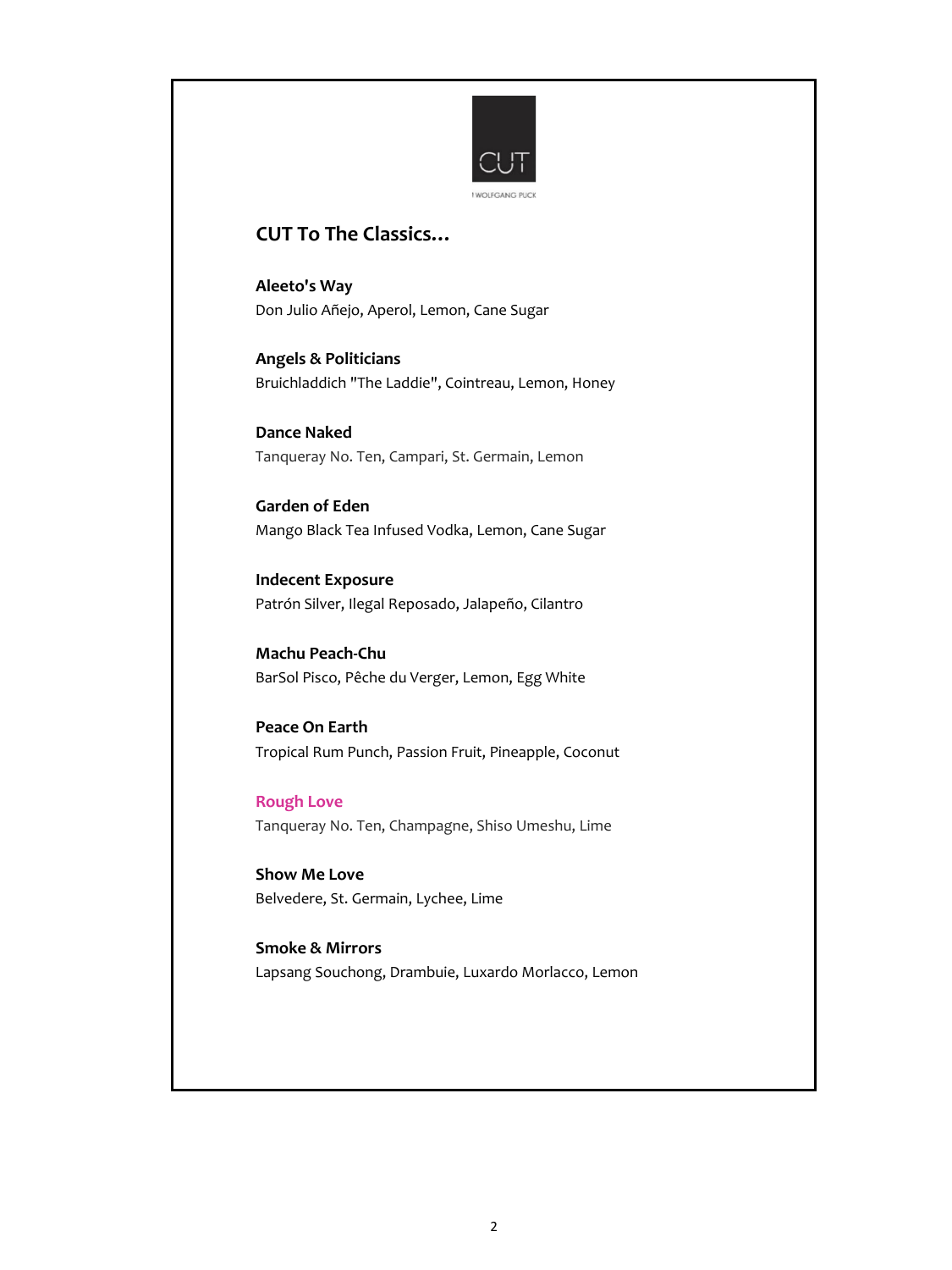CUT

WOLFGANG PUCK

## CUT To The Classics…

**Aleeto's Way**
Don Julio Añejo, Aperol, Lemon, Cane Sugar

**Angels & Politicians**
Bruichladdich "The Laddie", Cointreau, Lemon, Honey

**Dance Naked**
Tanqueray No. Ten, Campari, St. Germain, Lemon

**Garden of Eden**
Mango Black Tea Infused Vodka, Lemon, Cane Sugar

**Indecent Exposure**
Patrón Silver, Ilegal Reposado, Jalapeño, Cilantro

**Machu Peach-Chu**
BarSol Pisco, Pêche du Verger, Lemon, Egg White

**Peace On Earth**
Tropical Rum Punch, Passion Fruit, Pineapple, Coconut

**Rough Love**
Tanqueray No. Ten, Champagne, Shiso Umeshu, Lime

**Show Me Love**
Belvedere, St. Germain, Lychee, Lime

**Smoke & Mirrors**
Lapsang Souchong, Drambuie, Luxardo Morlacco, Lemon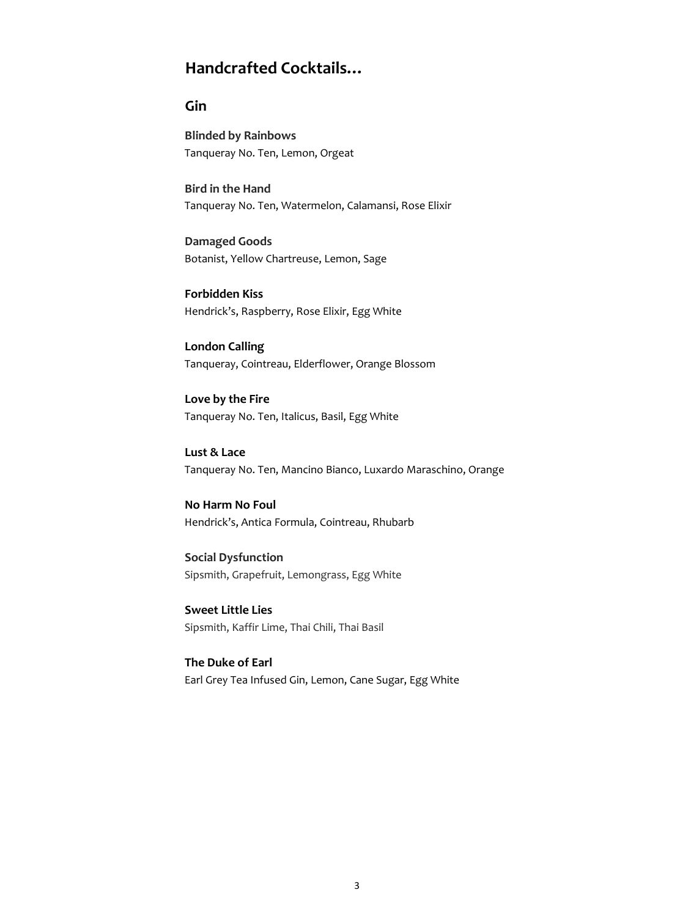## Handcrafted Cocktails…

### Gin

**Blinded by Rainbows**
Tanqueray No. Ten, Lemon, Orgeat

**Bird in the Hand**
Tanqueray No. Ten, Watermelon, Calamansi, Rose Elixir

**Damaged Goods**
Botanist, Yellow Chartreuse, Lemon, Sage

**Forbidden Kiss**
Hendrick's, Raspberry, Rose Elixir, Egg White

**London Calling**
Tanqueray, Cointreau, Elderflower, Orange Blossom

**Love by the Fire**
Tanqueray No. Ten, Italicus, Basil, Egg White

**Lust & Lace**
Tanqueray No. Ten, Mancino Bianco, Luxardo Maraschino, Orange

**No Harm No Foul**
Hendrick's, Antica Formula, Cointreau, Rhubarb

**Social Dysfunction**
Sipsmith, Grapefruit, Lemongrass, Egg White

**Sweet Little Lies**
Sipsmith, Kaffir Lime, Thai Chili, Thai Basil

**The Duke of Earl**
Earl Grey Tea Infused Gin, Lemon, Cane Sugar, Egg White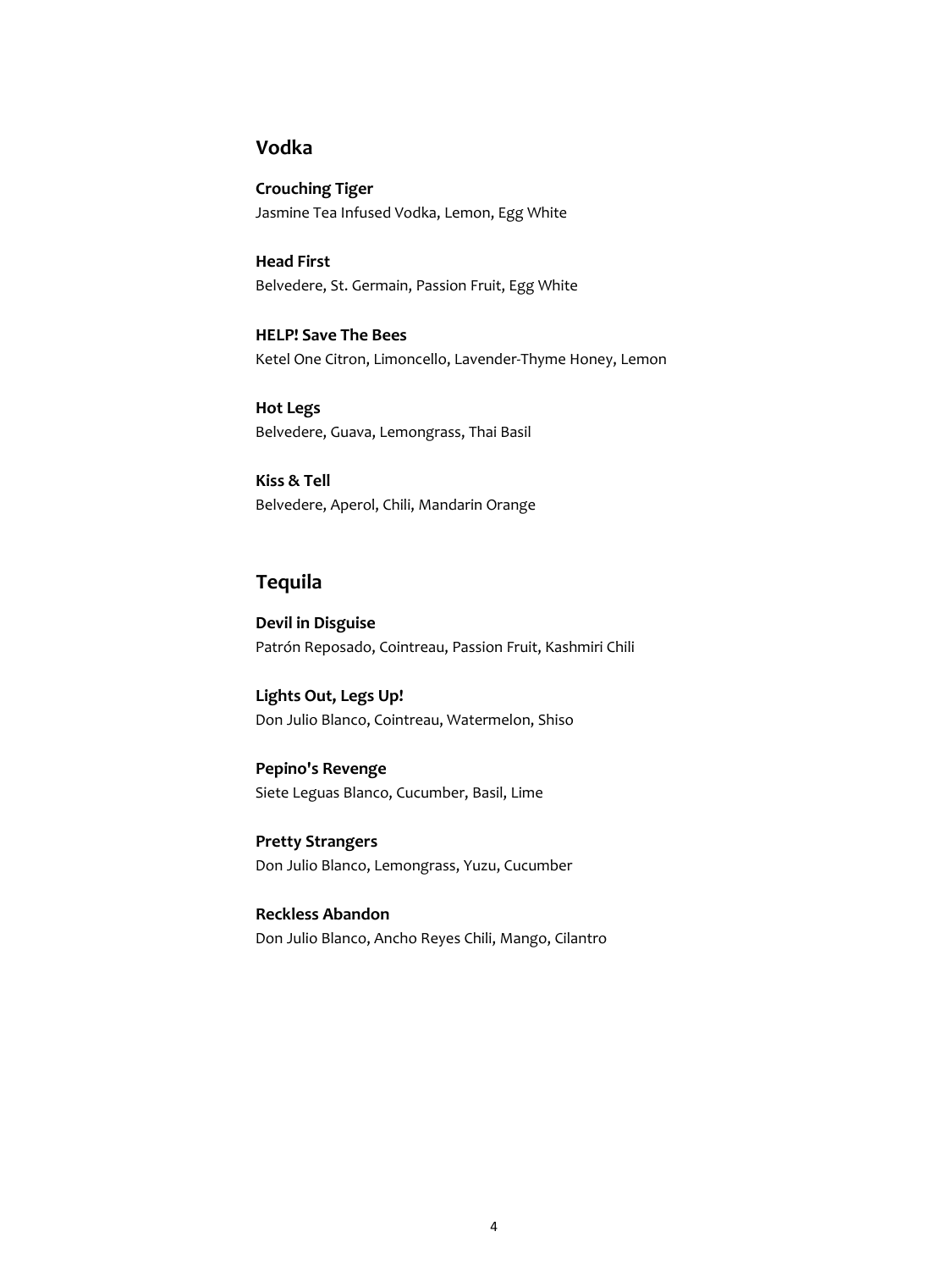## Vodka

**Crouching Tiger**
Jasmine Tea Infused Vodka, Lemon, Egg White

**Head First**
Belvedere, St. Germain, Passion Fruit, Egg White

**HELP! Save The Bees**
Ketel One Citron, Limoncello, Lavender-Thyme Honey, Lemon

**Hot Legs**
Belvedere, Guava, Lemongrass, Thai Basil

**Kiss & Tell**
Belvedere, Aperol, Chili, Mandarin Orange

## Tequila

**Devil in Disguise**
Patrón Reposado, Cointreau, Passion Fruit, Kashmiri Chili

**Lights Out, Legs Up!**
Don Julio Blanco, Cointreau, Watermelon, Shiso

**Pepino's Revenge**
Siete Leguas Blanco, Cucumber, Basil, Lime

**Pretty Strangers**
Don Julio Blanco, Lemongrass, Yuzu, Cucumber

**Reckless Abandon**
Don Julio Blanco, Ancho Reyes Chili, Mango, Cilantro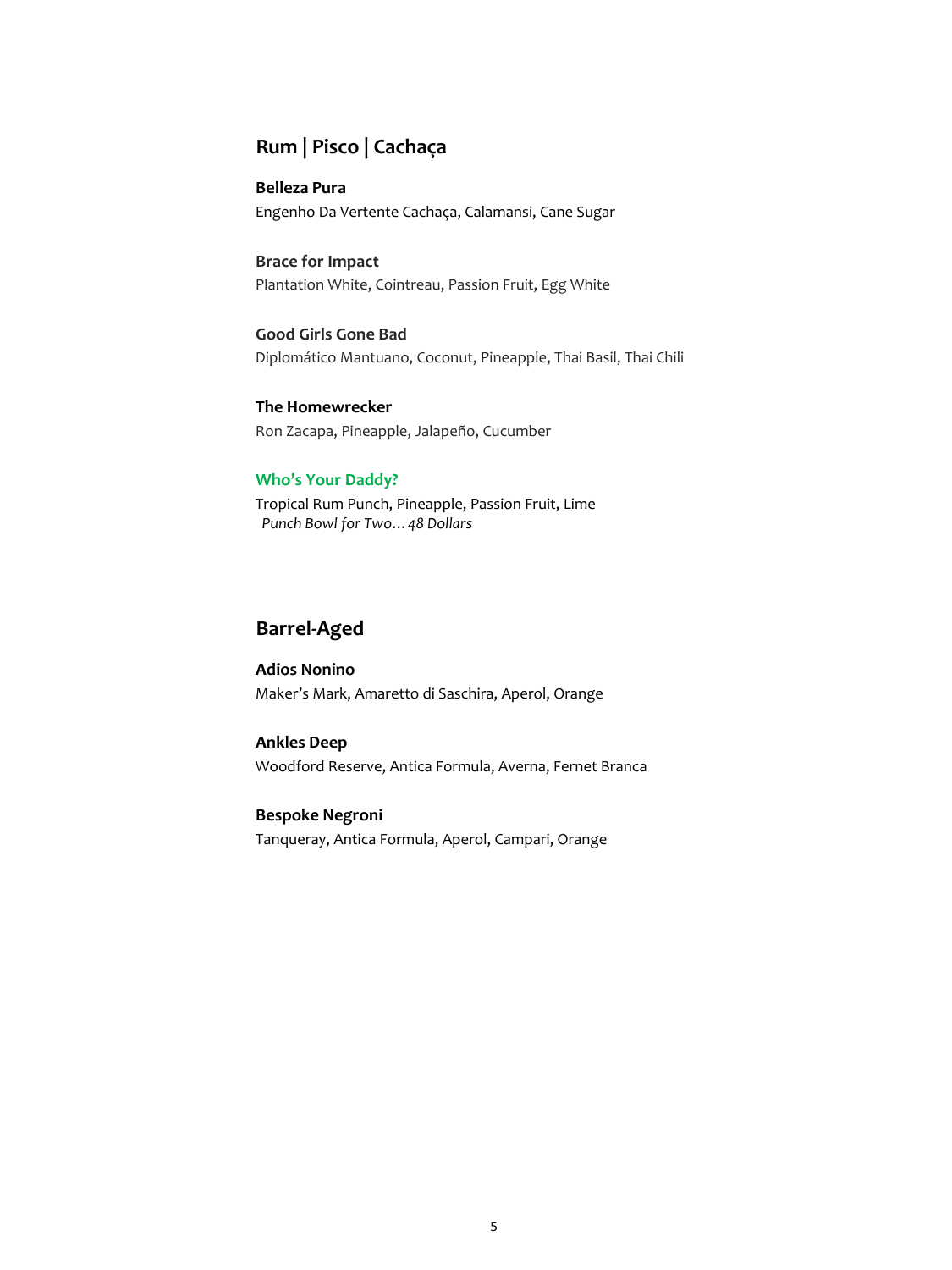## Rum | Pisco | Cachaça

**Belleza Pura**
Engenho Da Vertente Cachaça, Calamansi, Cane Sugar

**Brace for Impact**
Plantation White, Cointreau, Passion Fruit, Egg White

**Good Girls Gone Bad**
Diplomático Mantuano, Coconut, Pineapple, Thai Basil, Thai Chili

**The Homewrecker**
Ron Zacapa, Pineapple, Jalapeño, Cucumber

**Who's Your Daddy?**
Tropical Rum Punch, Pineapple, Passion Fruit, Lime
*Punch Bowl for Two…48 Dollars*

## Barrel-Aged

**Adios Nonino**
Maker's Mark, Amaretto di Saschira, Aperol, Orange

**Ankles Deep**
Woodford Reserve, Antica Formula, Averna, Fernet Branca

**Bespoke Negroni**
Tanqueray, Antica Formula, Aperol, Campari, Orange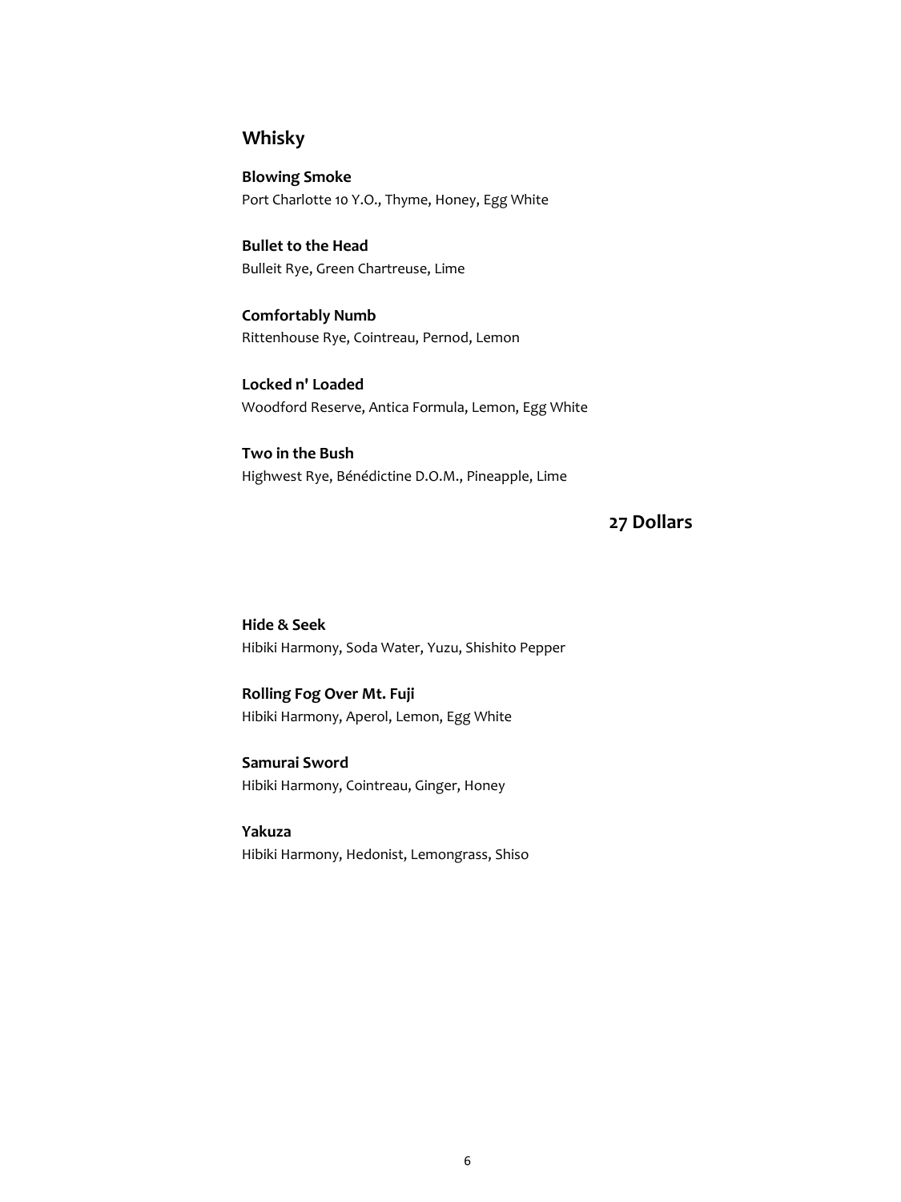## Whisky

**Blowing Smoke**
Port Charlotte 10 Y.O., Thyme, Honey, Egg White

**Bullet to the Head**
Bulleit Rye, Green Chartreuse, Lime

**Comfortably Numb**
Rittenhouse Rye, Cointreau, Pernod, Lemon

**Locked n' Loaded**
Woodford Reserve, Antica Formula, Lemon, Egg White

**Two in the Bush**
Highwest Rye, Bénédictine D.O.M., Pineapple, Lime

**27 Dollars**

**Hide & Seek**
Hibiki Harmony, Soda Water, Yuzu, Shishito Pepper

**Rolling Fog Over Mt. Fuji**
Hibiki Harmony, Aperol, Lemon, Egg White

**Samurai Sword**
Hibiki Harmony, Cointreau, Ginger, Honey

**Yakuza**
Hibiki Harmony, Hedonist, Lemongrass, Shiso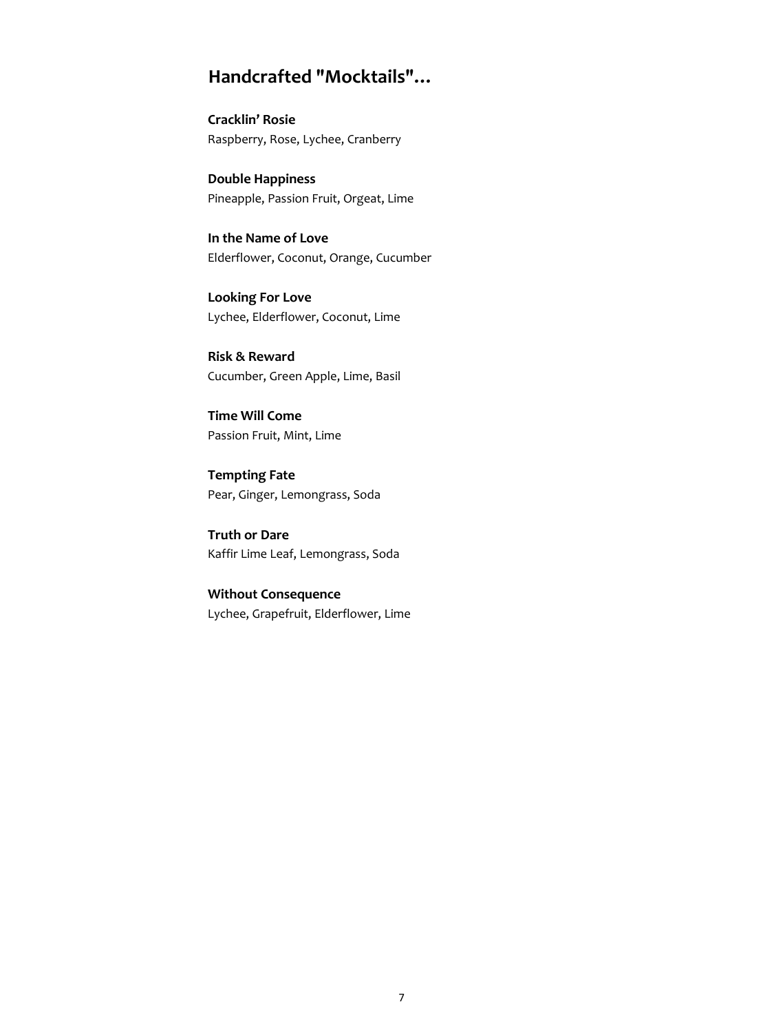## Handcrafted "Mocktails"…

**Cracklin' Rosie**
Raspberry, Rose, Lychee, Cranberry

**Double Happiness**
Pineapple, Passion Fruit, Orgeat, Lime

**In the Name of Love**
Elderflower, Coconut, Orange, Cucumber

**Looking For Love**
Lychee, Elderflower, Coconut, Lime

**Risk & Reward**
Cucumber, Green Apple, Lime, Basil

**Time Will Come**
Passion Fruit, Mint, Lime

**Tempting Fate**
Pear, Ginger, Lemongrass, Soda

**Truth or Dare**
Kaffir Lime Leaf, Lemongrass, Soda

**Without Consequence**
Lychee, Grapefruit, Elderflower, Lime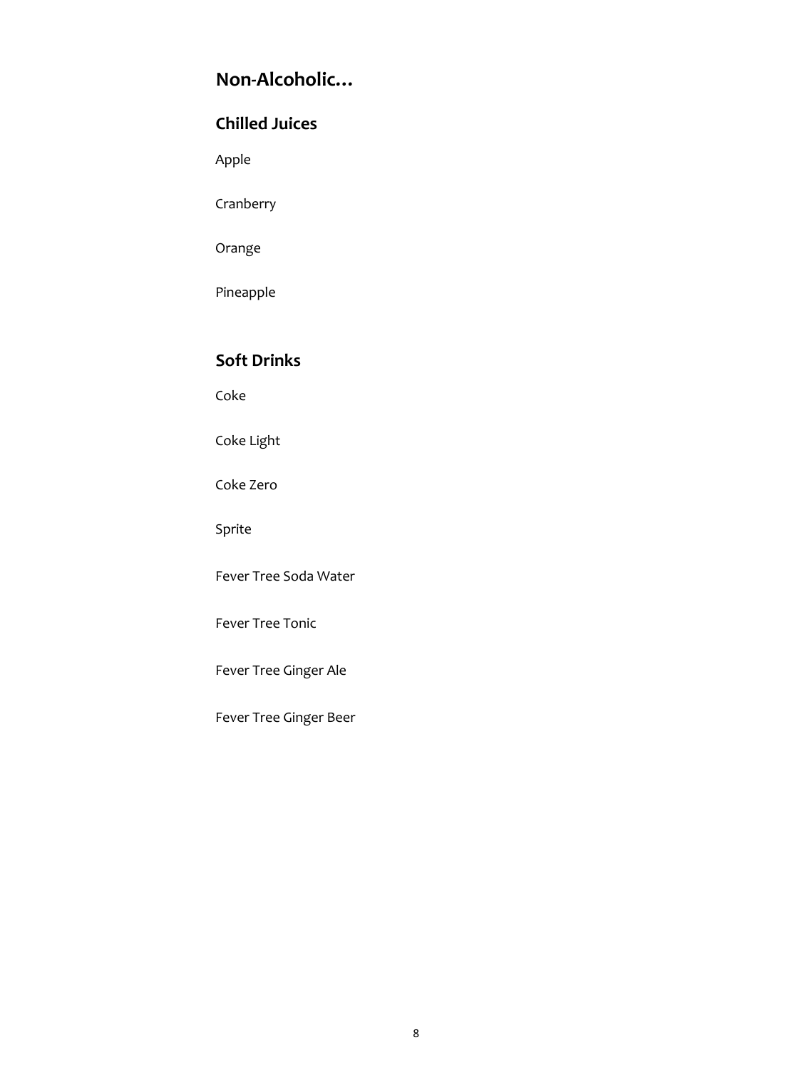## Non-Alcoholic…

### Chilled Juices

Apple

Cranberry

Orange

Pineapple

### Soft Drinks

Coke

Coke Light

Coke Zero

Sprite

Fever Tree Soda Water

Fever Tree Tonic

Fever Tree Ginger Ale

Fever Tree Ginger Beer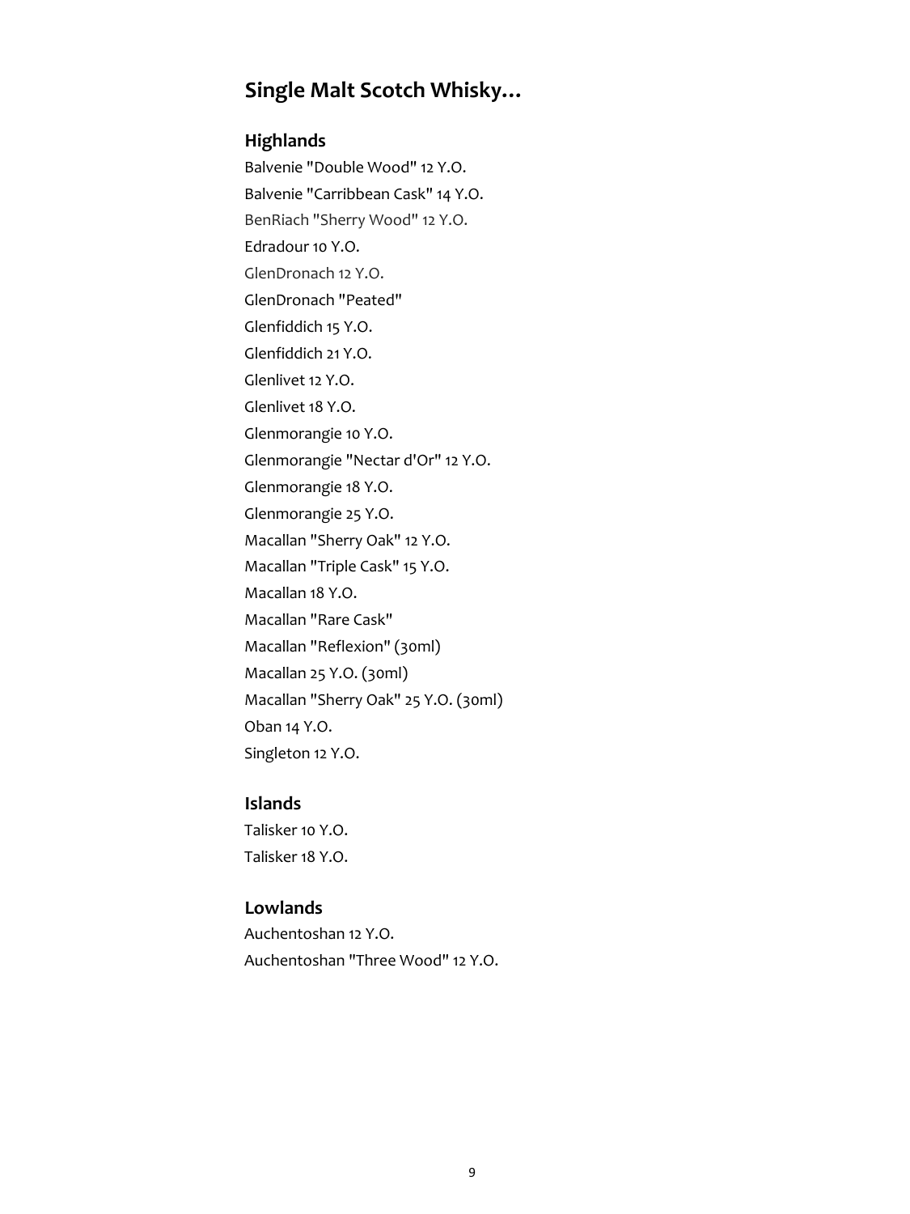## Single Malt Scotch Whisky…

### Highlands

Balvenie "Double Wood" 12 Y.O.

Balvenie "Carribbean Cask" 14 Y.O.

BenRiach "Sherry Wood" 12 Y.O.

Edradour 10 Y.O.

GlenDronach 12 Y.O.

GlenDronach "Peated"

Glenfiddich 15 Y.O.

Glenfiddich 21 Y.O.

Glenlivet 12 Y.O.

Glenlivet 18 Y.O.

Glenmorangie 10 Y.O.

Glenmorangie "Nectar d'Or" 12 Y.O.

Glenmorangie 18 Y.O.

Glenmorangie 25 Y.O.

Macallan "Sherry Oak" 12 Y.O.

Macallan "Triple Cask" 15 Y.O.

Macallan 18 Y.O.

Macallan "Rare Cask"

Macallan "Reflexion" (30ml)

Macallan 25 Y.O. (30ml)

Macallan "Sherry Oak" 25 Y.O. (30ml)

Oban 14 Y.O.

Singleton 12 Y.O.

### Islands

Talisker 10 Y.O.

Talisker 18 Y.O.

### Lowlands

Auchentoshan 12 Y.O.

Auchentoshan "Three Wood" 12 Y.O.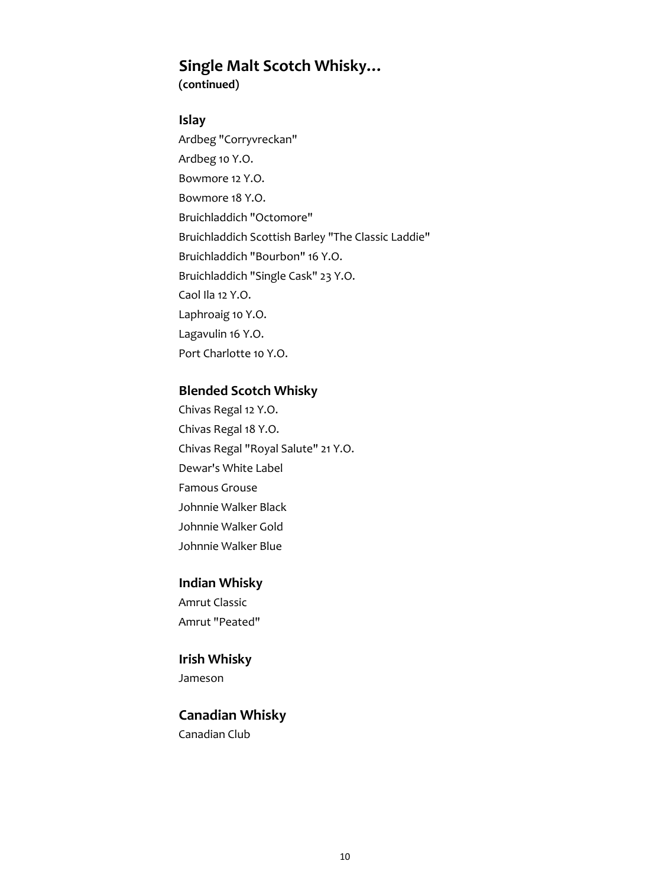## Single Malt Scotch Whisky…
**(continued)**

### Islay

Ardbeg "Corryvreckan"
Ardbeg 10 Y.O.
Bowmore 12 Y.O.
Bowmore 18 Y.O.
Bruichladdich "Octomore"
Bruichladdich Scottish Barley "The Classic Laddie"
Bruichladdich "Bourbon" 16 Y.O.
Bruichladdich "Single Cask" 23 Y.O.
Caol Ila 12 Y.O.
Laphroaig 10 Y.O.
Lagavulin 16 Y.O.
Port Charlotte 10 Y.O.

### Blended Scotch Whisky

Chivas Regal 12 Y.O.
Chivas Regal 18 Y.O.
Chivas Regal "Royal Salute" 21 Y.O.
Dewar's White Label
Famous Grouse
Johnnie Walker Black
Johnnie Walker Gold
Johnnie Walker Blue

### Indian Whisky

Amrut Classic
Amrut "Peated"

### Irish Whisky

Jameson

### Canadian Whisky

Canadian Club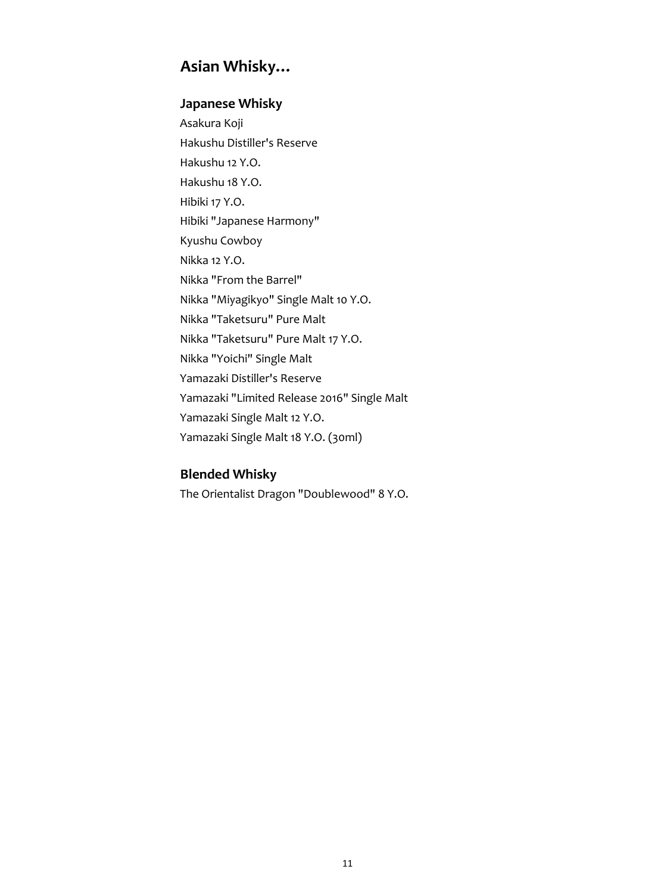## Asian Whisky…

### Japanese Whisky

Asakura Koji
Hakushu Distiller's Reserve
Hakushu 12 Y.O.
Hakushu 18 Y.O.
Hibiki 17 Y.O.
Hibiki "Japanese Harmony"
Kyushu Cowboy
Nikka 12 Y.O.
Nikka "From the Barrel"
Nikka "Miyagikyo" Single Malt 10 Y.O.
Nikka "Taketsuru" Pure Malt
Nikka "Taketsuru" Pure Malt 17 Y.O.
Nikka "Yoichi" Single Malt
Yamazaki Distiller's Reserve
Yamazaki "Limited Release 2016" Single Malt
Yamazaki Single Malt 12 Y.O.
Yamazaki Single Malt 18 Y.O. (30ml)

### Blended Whisky

The Orientalist Dragon "Doublewood" 8 Y.O.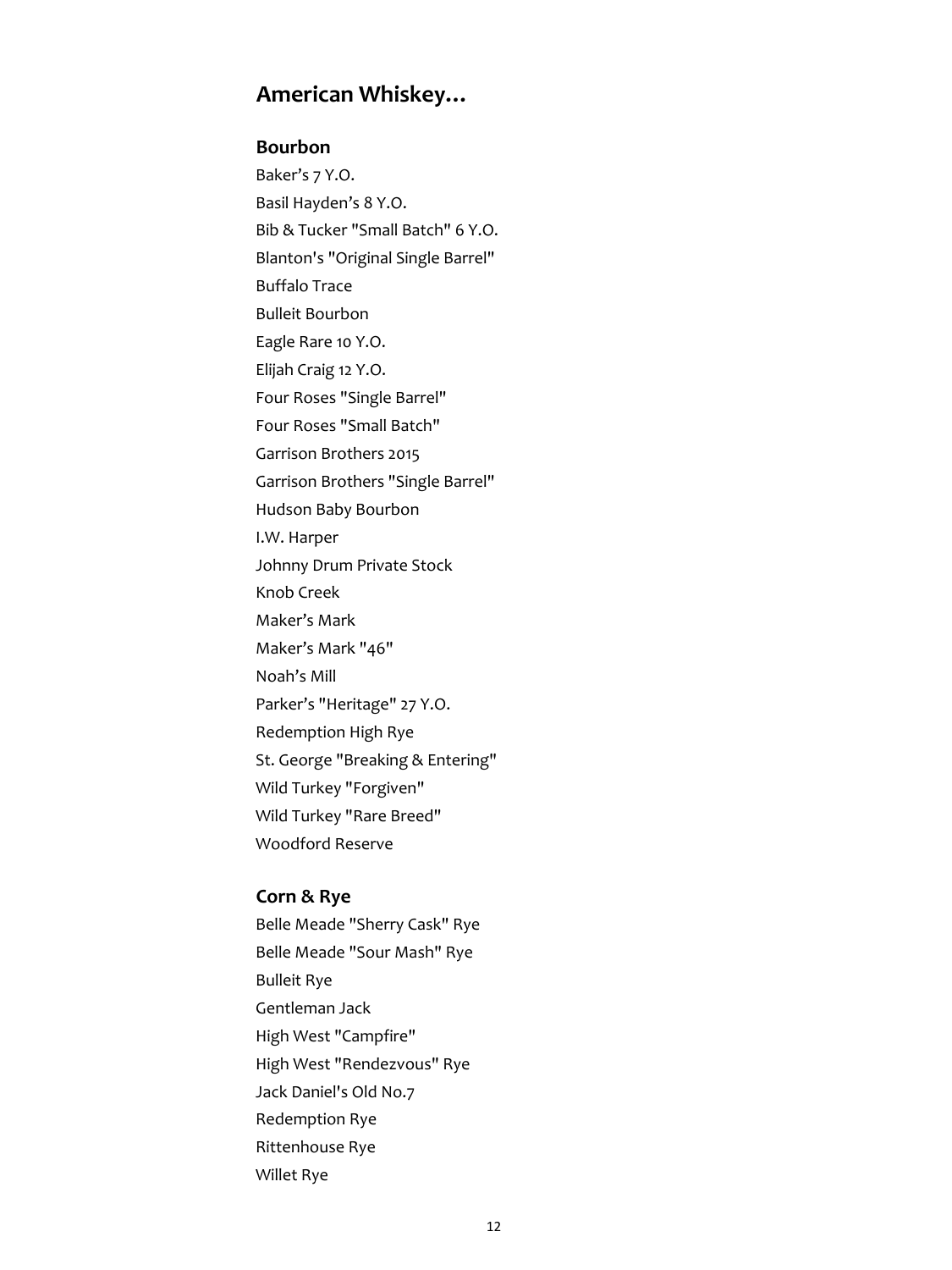## American Whiskey…

### Bourbon

Baker's 7 Y.O.
Basil Hayden's 8 Y.O.
Bib & Tucker "Small Batch" 6 Y.O.
Blanton's "Original Single Barrel"
Buffalo Trace
Bulleit Bourbon
Eagle Rare 10 Y.O.
Elijah Craig 12 Y.O.
Four Roses "Single Barrel"
Four Roses "Small Batch"
Garrison Brothers 2015
Garrison Brothers "Single Barrel"
Hudson Baby Bourbon
I.W. Harper
Johnny Drum Private Stock
Knob Creek
Maker's Mark
Maker's Mark "46"
Noah's Mill
Parker's "Heritage" 27 Y.O.
Redemption High Rye
St. George "Breaking & Entering"
Wild Turkey "Forgiven"
Wild Turkey "Rare Breed"
Woodford Reserve

### Corn & Rye

Belle Meade "Sherry Cask" Rye
Belle Meade "Sour Mash" Rye
Bulleit Rye
Gentleman Jack
High West "Campfire"
High West "Rendezvous" Rye
Jack Daniel's Old No.7
Redemption Rye
Rittenhouse Rye
Willet Rye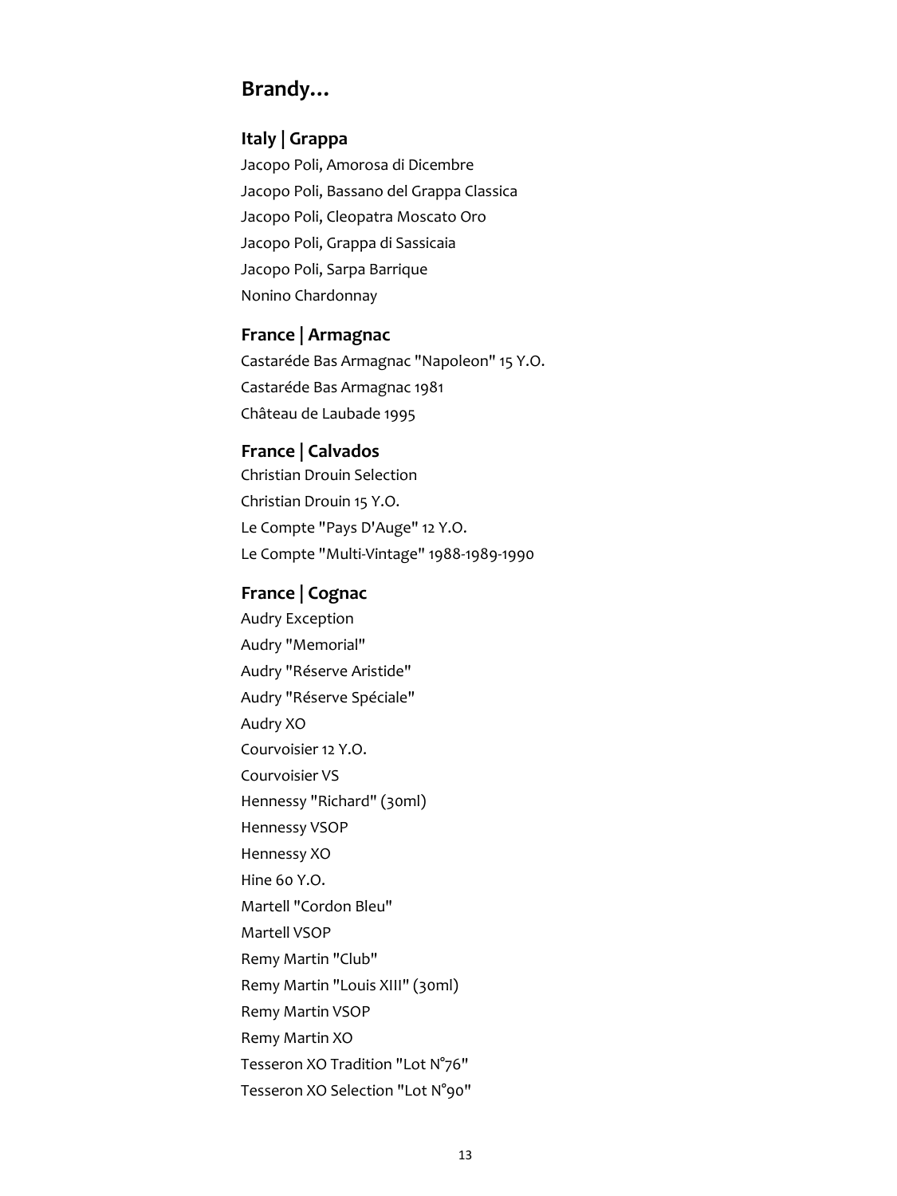## Brandy…

### Italy | Grappa

Jacopo Poli, Amorosa di Dicembre
Jacopo Poli, Bassano del Grappa Classica
Jacopo Poli, Cleopatra Moscato Oro
Jacopo Poli, Grappa di Sassicaia
Jacopo Poli, Sarpa Barrique
Nonino Chardonnay

### France | Armagnac

Castaréde Bas Armagnac "Napoleon" 15 Y.O.
Castaréde Bas Armagnac 1981
Château de Laubade 1995

### France | Calvados

Christian Drouin Selection
Christian Drouin 15 Y.O.
Le Compte "Pays D'Auge" 12 Y.O.
Le Compte "Multi-Vintage" 1988-1989-1990

### France | Cognac

Audry Exception
Audry "Memorial"
Audry "Réserve Aristide"
Audry "Réserve Spéciale"
Audry XO
Courvoisier 12 Y.O.
Courvoisier VS
Hennessy "Richard" (30ml)
Hennessy VSOP
Hennessy XO
Hine 60 Y.O.
Martell "Cordon Bleu"
Martell VSOP
Remy Martin "Club"
Remy Martin "Louis XIII" (30ml)
Remy Martin VSOP
Remy Martin XO
Tesseron XO Tradition "Lot N°76"
Tesseron XO Selection "Lot N°90"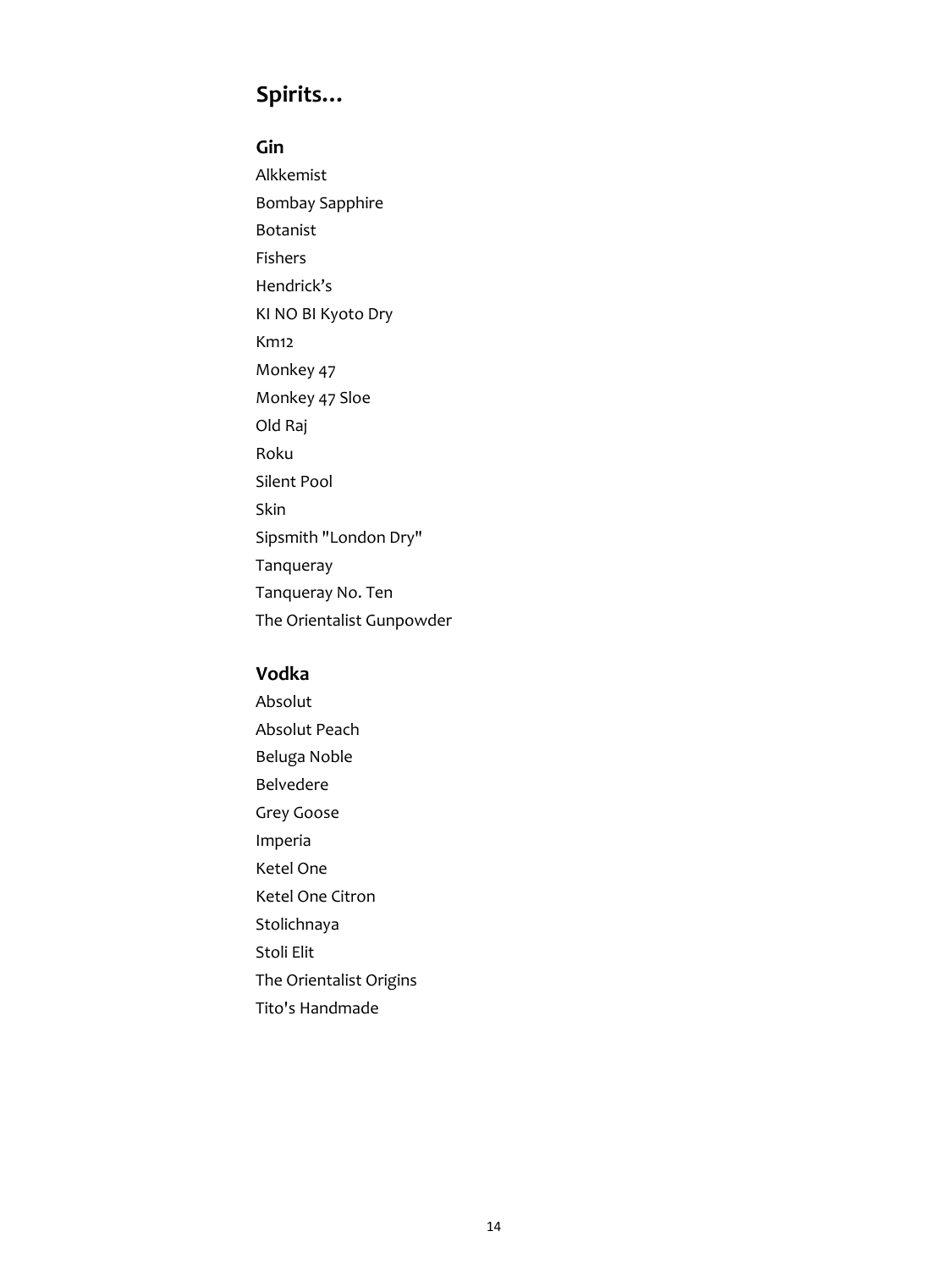## Spirits…

### Gin

Alkkemist

Bombay Sapphire

Botanist

Fishers

Hendrick’s

KI NO BI Kyoto Dry

Km12

Monkey 47

Monkey 47 Sloe

Old Raj

Roku

Silent Pool

Skin

Sipsmith "London Dry"

Tanqueray

Tanqueray No. Ten

The Orientalist Gunpowder

### Vodka

Absolut

Absolut Peach

Beluga Noble

Belvedere

Grey Goose

Imperia

Ketel One

Ketel One Citron

Stolichnaya

Stoli Elit

The Orientalist Origins

Tito's Handmade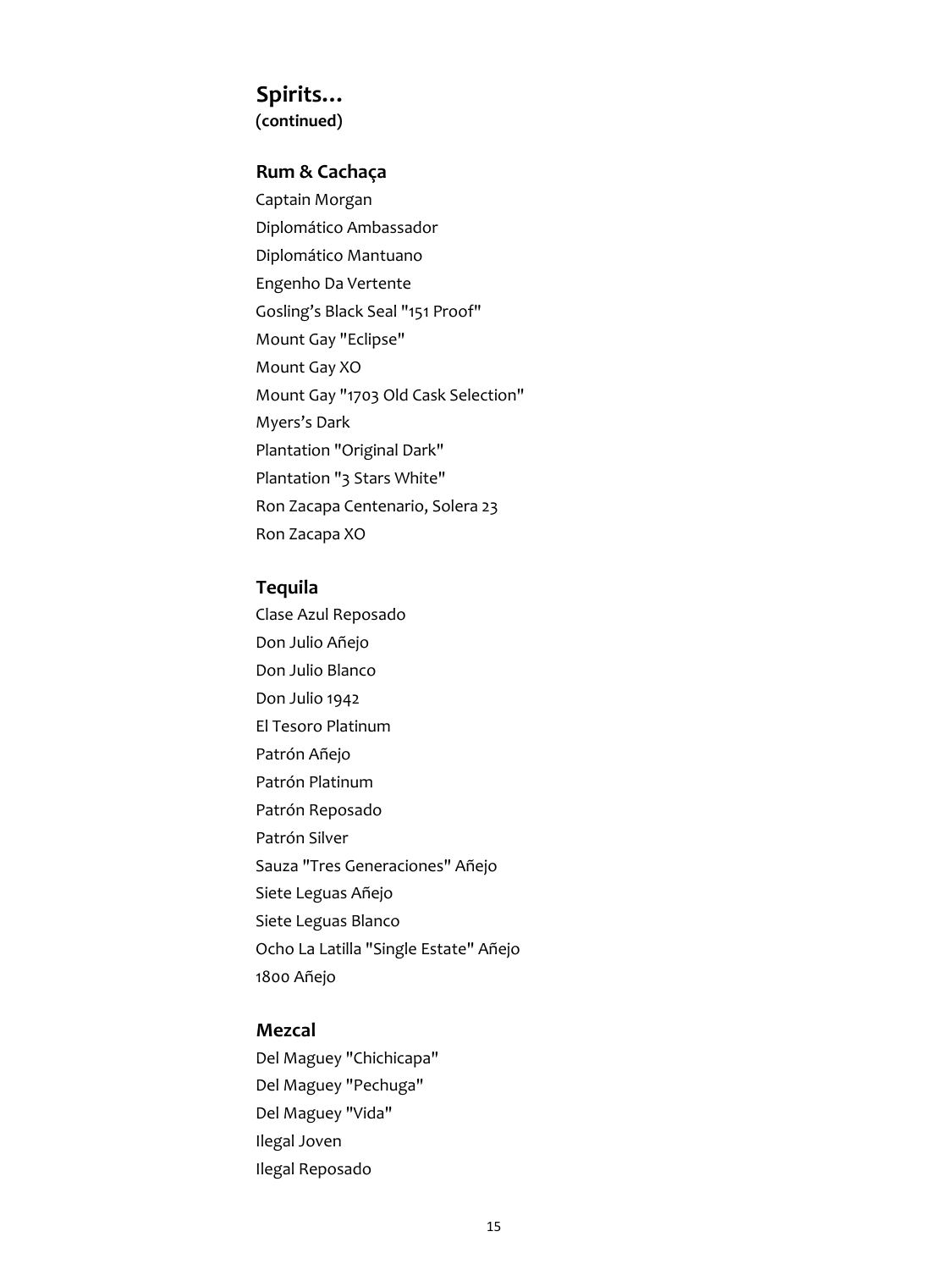# Spirits...

**(continued)**

## Rum & Cachaça

Captain Morgan

Diplomático Ambassador

Diplomático Mantuano

Engenho Da Vertente

Gosling's Black Seal "151 Proof"

Mount Gay "Eclipse"

Mount Gay XO

Mount Gay "1703 Old Cask Selection"

Myers's Dark

Plantation "Original Dark"

Plantation "3 Stars White"

Ron Zacapa Centenario, Solera 23

Ron Zacapa XO

## Tequila

Clase Azul Reposado

Don Julio Añejo

Don Julio Blanco

Don Julio 1942

El Tesoro Platinum

Patrón Añejo

Patrón Platinum

Patrón Reposado

Patrón Silver

Sauza "Tres Generaciones" Añejo

Siete Leguas Añejo

Siete Leguas Blanco

Ocho La Latilla "Single Estate" Añejo

1800 Añejo

## Mezcal

Del Maguey "Chichicapa"

Del Maguey "Pechuga"

Del Maguey "Vida"

Ilegal Joven

Ilegal Reposado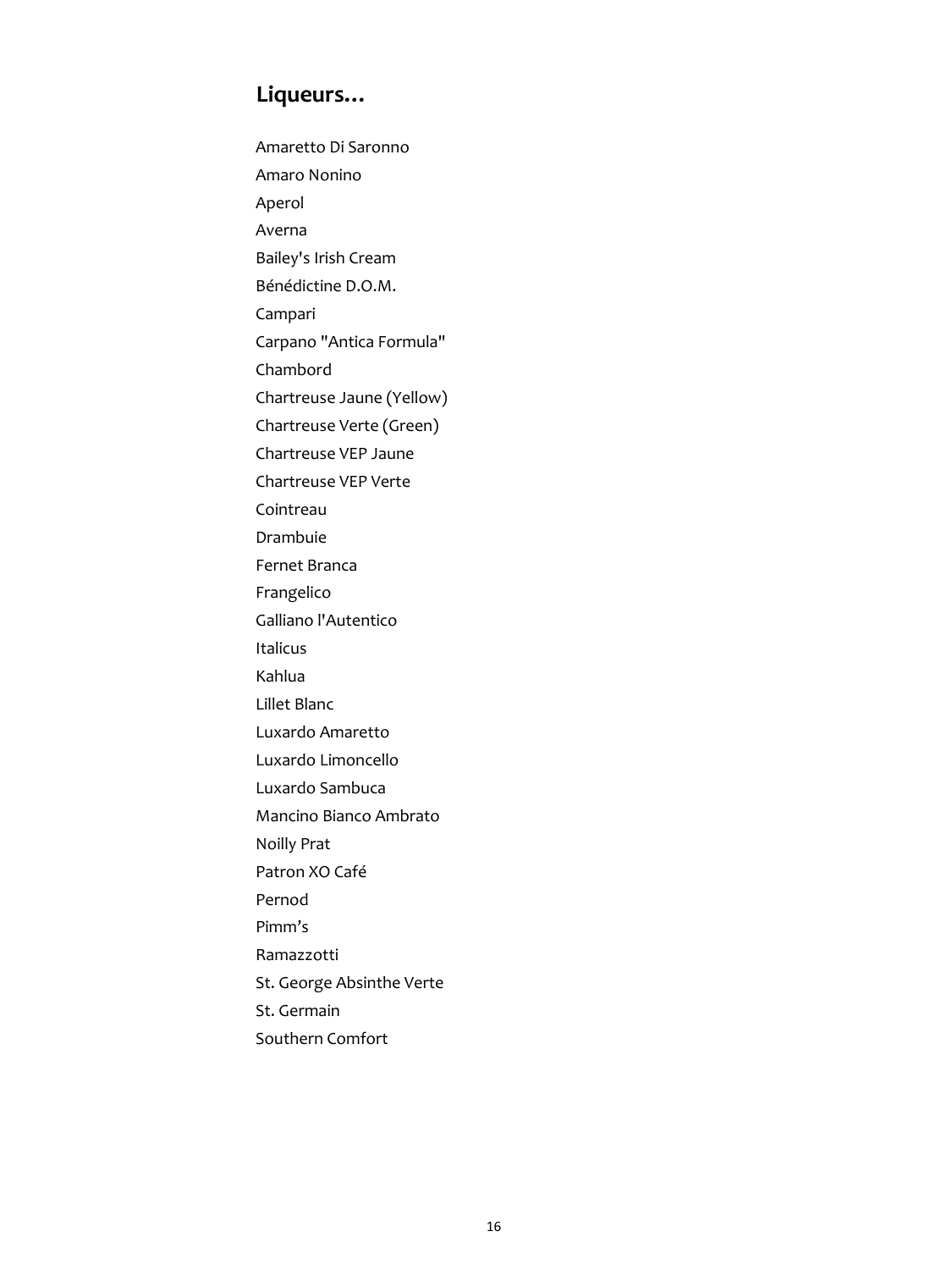## Liqueurs…

Amaretto Di Saronno

Amaro Nonino

Aperol

Averna

Bailey's Irish Cream

Bénédictine D.O.M.

Campari

Carpano "Antica Formula"

Chambord

Chartreuse Jaune (Yellow)

Chartreuse Verte (Green)

Chartreuse VEP Jaune

Chartreuse VEP Verte

Cointreau

Drambuie

Fernet Branca

Frangelico

Galliano l'Autentico

Italicus

Kahlua

Lillet Blanc

Luxardo Amaretto

Luxardo Limoncello

Luxardo Sambuca

Mancino Bianco Ambrato

Noilly Prat

Patron XO Café

Pernod

Pimm’s

Ramazzotti

St. George Absinthe Verte

St. Germain

Southern Comfort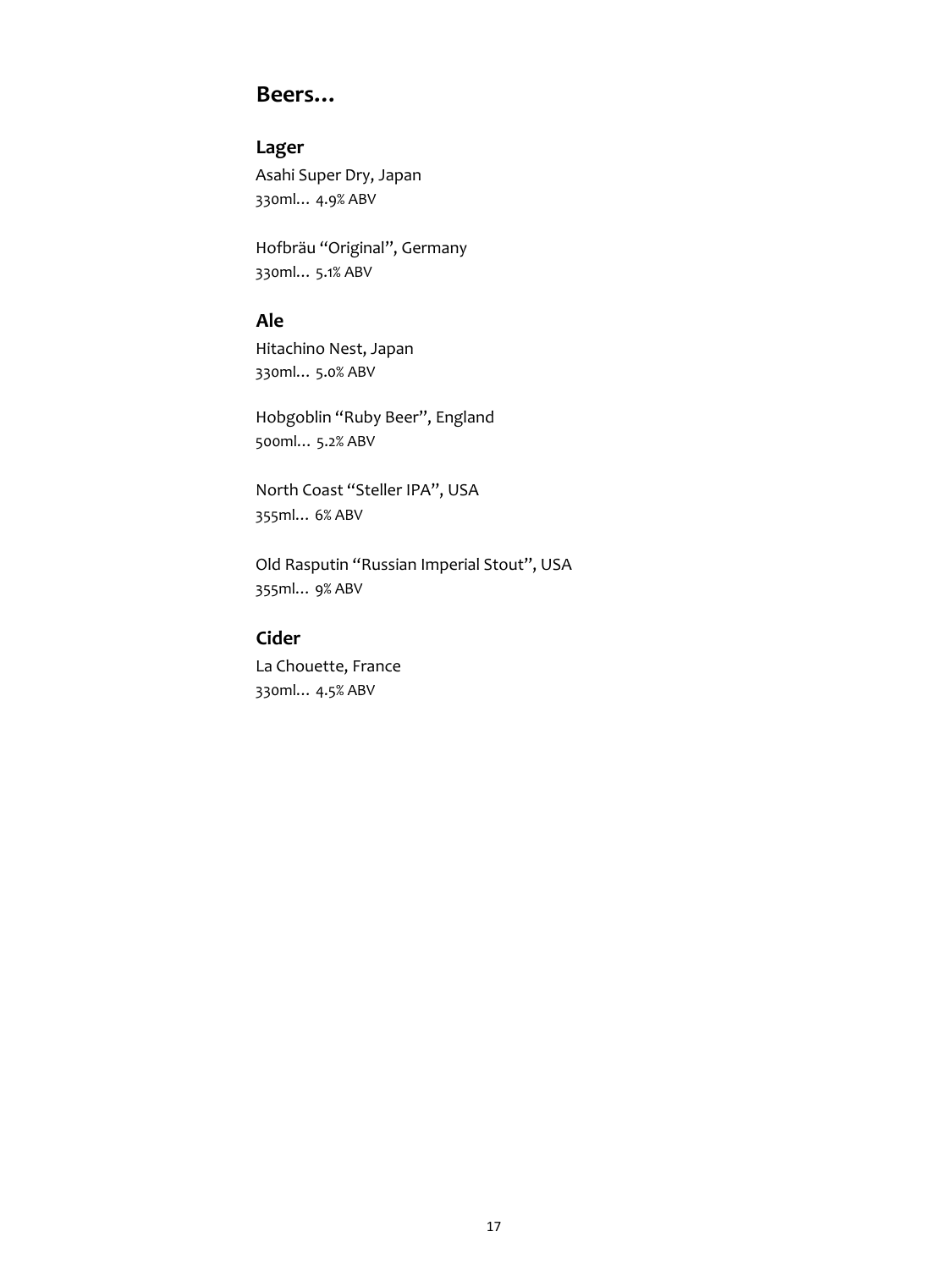## Beers…

### Lager

Asahi Super Dry, Japan
330ml… 4.9% ABV

Hofbräu "Original", Germany
330ml… 5.1% ABV

### Ale

Hitachino Nest, Japan
330ml… 5.0% ABV

Hobgoblin "Ruby Beer", England
500ml… 5.2% ABV

North Coast "Steller IPA", USA
355ml… 6% ABV

Old Rasputin "Russian Imperial Stout", USA
355ml… 9% ABV

### Cider

La Chouette, France
330ml… 4.5% ABV